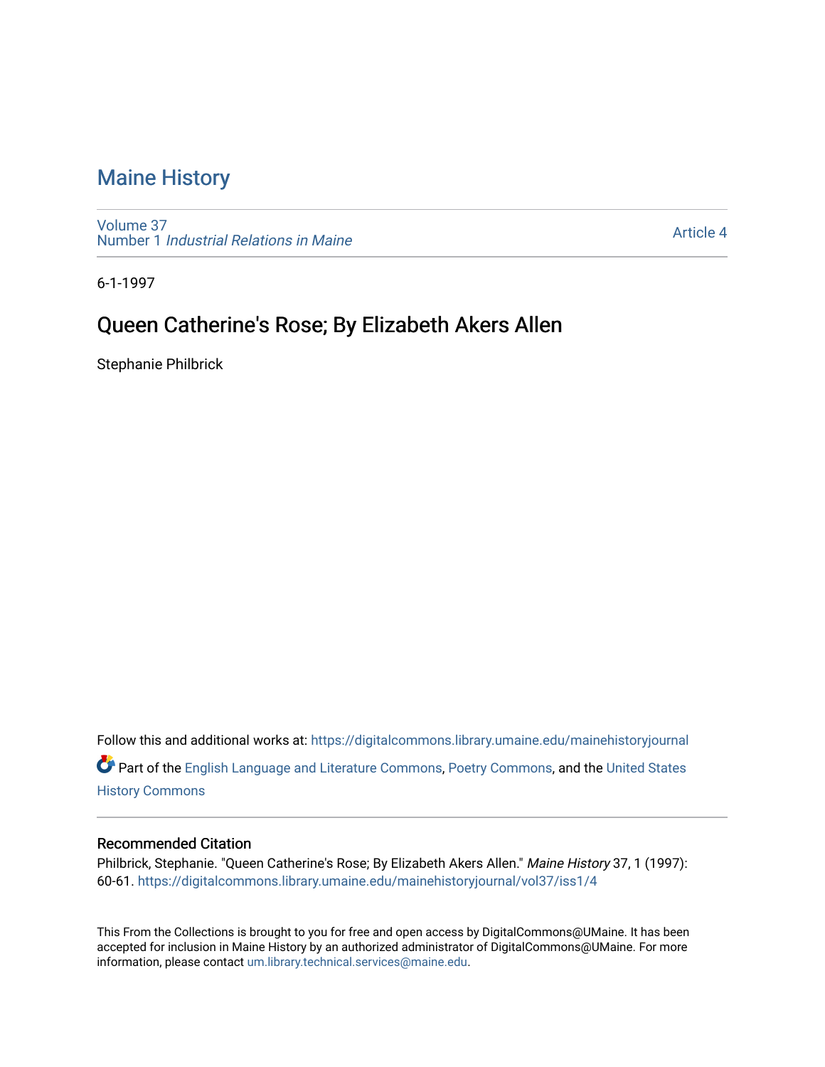# Maine History

Volume 37
Number 1 *Industrial Relations in Maine*

Article 4

6-1-1997

## Queen Catherine's Rose; By Elizabeth Akers Allen

Stephanie Philbrick

Follow this and additional works at: https://digitalcommons.library.umaine.edu/mainehistoryjournal

Part of the English Language and Literature Commons, Poetry Commons, and the United States History Commons

### Recommended Citation

Philbrick, Stephanie. "Queen Catherine's Rose; By Elizabeth Akers Allen." *Maine History* 37, 1 (1997): 60-61. https://digitalcommons.library.umaine.edu/mainehistoryjournal/vol37/iss1/4

This From the Collections is brought to you for free and open access by DigitalCommons@UMaine. It has been accepted for inclusion in Maine History by an authorized administrator of DigitalCommons@UMaine. For more information, please contact um.library.technical.services@maine.edu.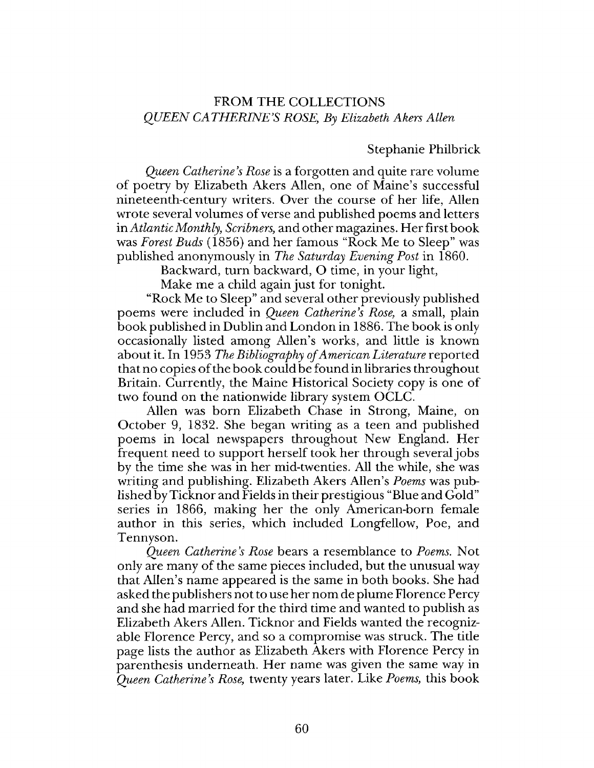## FROM THE COLLECTIONS
### *QUEEN CATHERINE'S ROSE, By Elizabeth Akers Allen*

Stephanie Philbrick

*Queen Catherine's Rose* is a forgotten and quite rare volume of poetry by Elizabeth Akers Allen, one of Maine's successful nineteenth-century writers. Over the course of her life, Allen wrote several volumes of verse and published poems and letters in *Atlantic Monthly, Scribners,* and other magazines. Her first book was *Forest Buds* (1856) and her famous "Rock Me to Sleep" was published anonymously in *The Saturday Evening Post* in 1860.

> Backward, turn backward, O time, in your light,
> Make me a child again just for tonight.

"Rock Me to Sleep" and several other previously published poems were included in *Queen Catherine's Rose,* a small, plain book published in Dublin and London in 1886. The book is only occasionally listed among Allen's works, and little is known about it. In 1953 *The Bibliography of American Literature* reported that no copies of the book could be found in libraries throughout Britain. Currently, the Maine Historical Society copy is one of two found on the nationwide library system OCLC.

Allen was born Elizabeth Chase in Strong, Maine, on October 9, 1832. She began writing as a teen and published poems in local newspapers throughout New England. Her frequent need to support herself took her through several jobs by the time she was in her mid-twenties. All the while, she was writing and publishing. Elizabeth Akers Allen's *Poems* was published by Ticknor and Fields in their prestigious "Blue and Gold" series in 1866, making her the only American-born female author in this series, which included Longfellow, Poe, and Tennyson.

*Queen Catherine's Rose* bears a resemblance to *Poems.* Not only are many of the same pieces included, but the unusual way that Allen's name appeared is the same in both books. She had asked the publishers not to use her nom de plume Florence Percy and she had married for the third time and wanted to publish as Elizabeth Akers Allen. Ticknor and Fields wanted the recognizable Florence Percy, and so a compromise was struck. The title page lists the author as Elizabeth Akers with Florence Percy in parenthesis underneath. Her name was given the same way in *Queen Catherine's Rose,* twenty years later. Like *Poems,* this book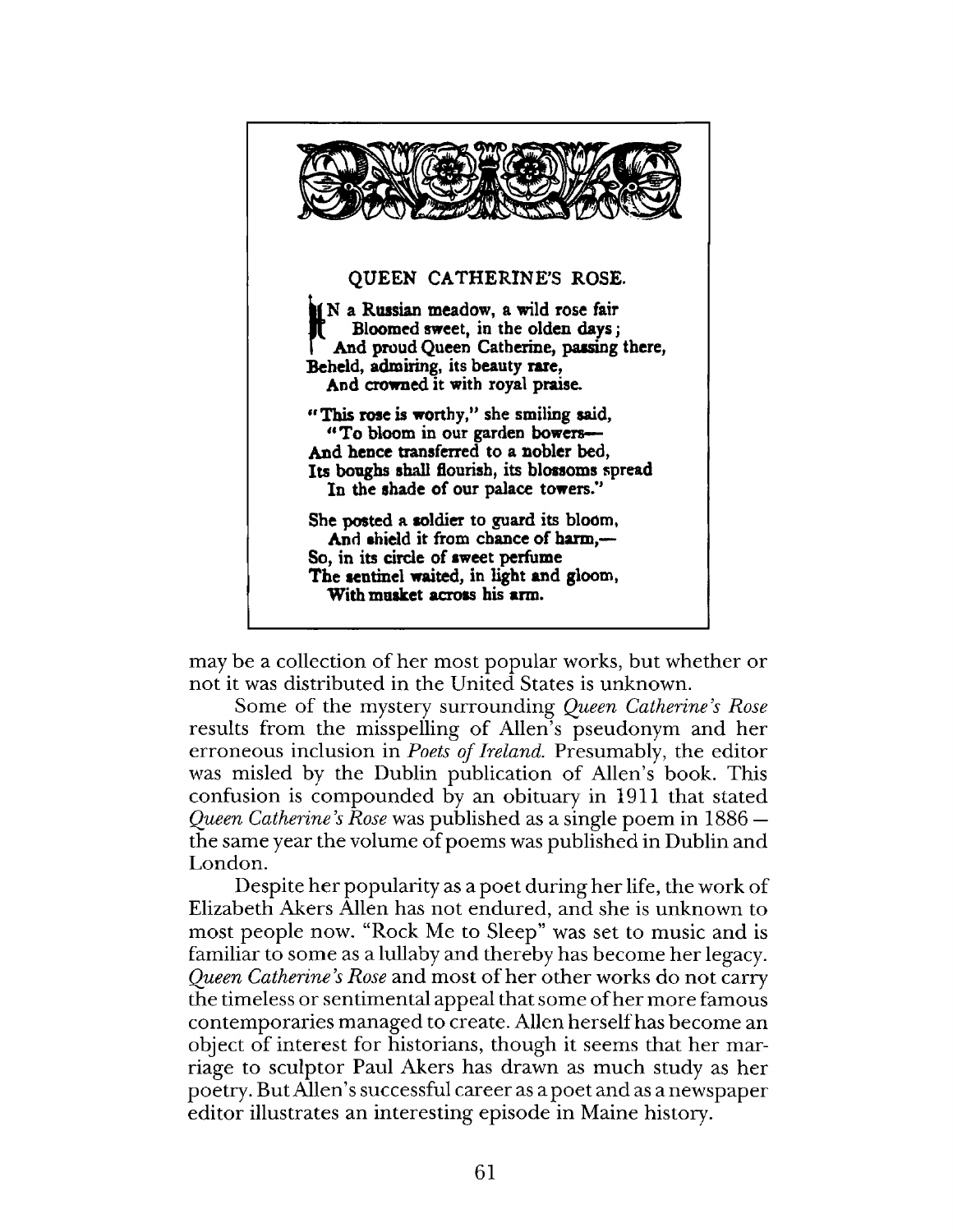QUEEN CATHERINE'S ROSE.

IN a Russian meadow, a wild rose fair
Bloomed sweet, in the olden days;
And proud Queen Catherine, passing there,
Beheld, admiring, its beauty rare,
And crowned it with royal praise.

"This rose is worthy," she smiling said,
"To bloom in our garden bowers—
And hence transferred to a nobler bed,
Its boughs shall flourish, its blossoms spread
In the shade of our palace towers."

She posted a soldier to guard its bloom,
And shield it from chance of harm,—
So, in its circle of sweet perfume
The sentinel waited, in light and gloom,
With musket across his arm.

may be a collection of her most popular works, but whether or not it was distributed in the United States is unknown.

Some of the mystery surrounding *Queen Catherine's Rose* results from the misspelling of Allen's pseudonym and her erroneous inclusion in *Poets of Ireland*. Presumably, the editor was misled by the Dublin publication of Allen's book. This confusion is compounded by an obituary in 1911 that stated *Queen Catherine's Rose* was published as a single poem in 1886 — the same year the volume of poems was published in Dublin and London.

Despite her popularity as a poet during her life, the work of Elizabeth Akers Allen has not endured, and she is unknown to most people now. "Rock Me to Sleep" was set to music and is familiar to some as a lullaby and thereby has become her legacy. *Queen Catherine's Rose* and most of her other works do not carry the timeless or sentimental appeal that some of her more famous contemporaries managed to create. Allen herself has become an object of interest for historians, though it seems that her marriage to sculptor Paul Akers has drawn as much study as her poetry. But Allen's successful career as a poet and as a newspaper editor illustrates an interesting episode in Maine history.